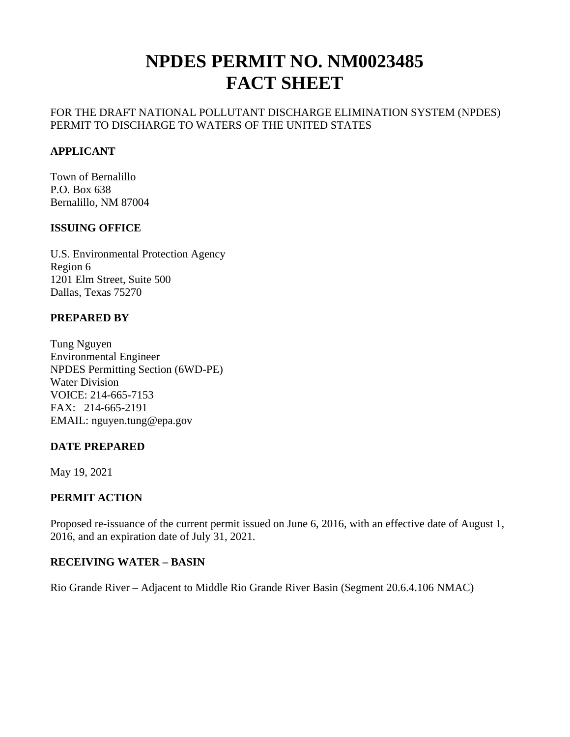# NPDES PERMIT NO. NM0023485
# FACT SHEET

FOR THE DRAFT NATIONAL POLLUTANT DISCHARGE ELIMINATION SYSTEM (NPDES) PERMIT TO DISCHARGE TO WATERS OF THE UNITED STATES

**APPLICANT**

Town of Bernalillo
P.O. Box 638
Bernalillo, NM 87004

**ISSUING OFFICE**

U.S. Environmental Protection Agency
Region 6
1201 Elm Street, Suite 500
Dallas, Texas 75270

**PREPARED BY**

Tung Nguyen
Environmental Engineer
NPDES Permitting Section (6WD-PE)
Water Division
VOICE: 214-665-7153
FAX: 214-665-2191
EMAIL: nguyen.tung@epa.gov

**DATE PREPARED**

May 19, 2021

**PERMIT ACTION**

Proposed re-issuance of the current permit issued on June 6, 2016, with an effective date of August 1, 2016, and an expiration date of July 31, 2021.

**RECEIVING WATER – BASIN**

Rio Grande River – Adjacent to Middle Rio Grande River Basin (Segment 20.6.4.106 NMAC)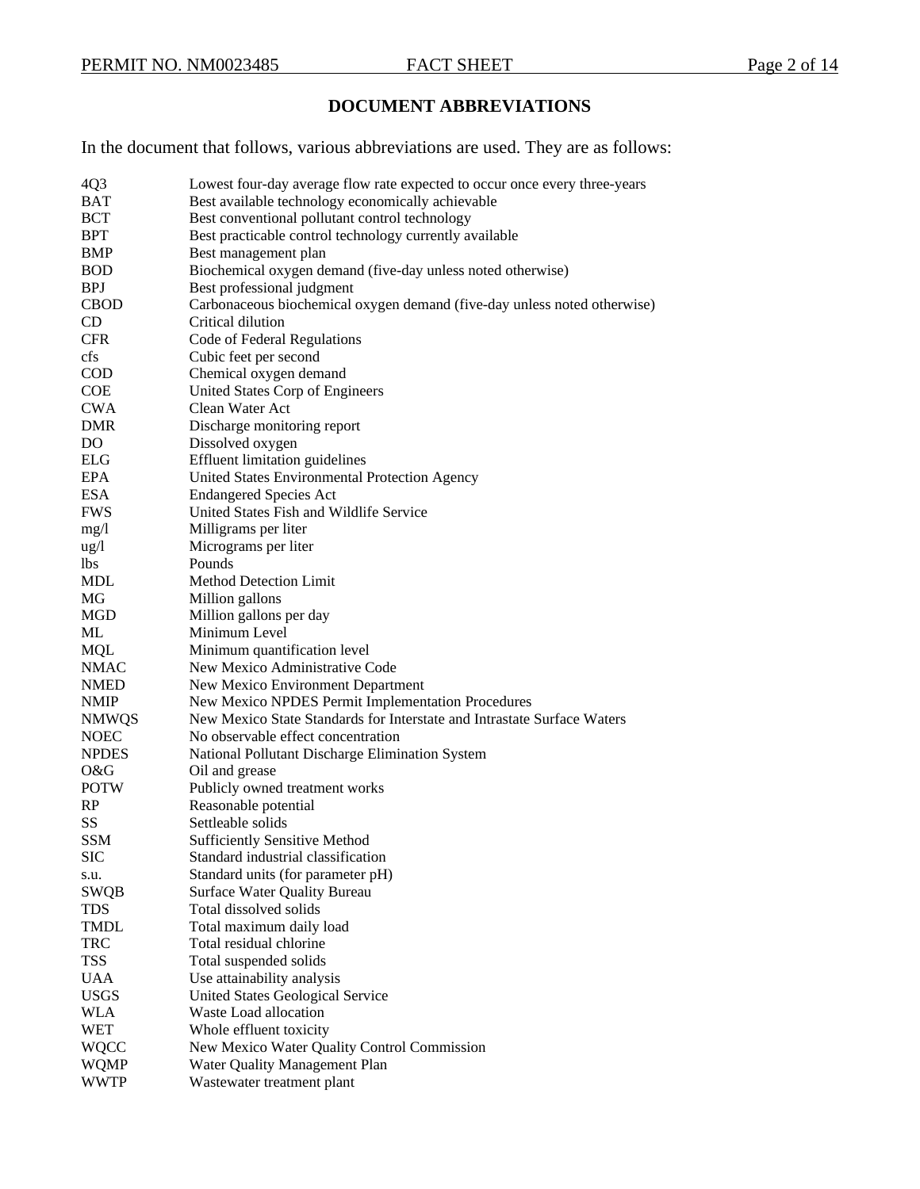# DOCUMENT ABBREVIATIONS

In the document that follows, various abbreviations are used. They are as follows:

| | |
|---|---|
| 4Q3 | Lowest four-day average flow rate expected to occur once every three-years |
| BAT | Best available technology economically achievable |
| BCT | Best conventional pollutant control technology |
| BPT | Best practicable control technology currently available |
| BMP | Best management plan |
| BOD | Biochemical oxygen demand (five-day unless noted otherwise) |
| BPJ | Best professional judgment |
| CBOD | Carbonaceous biochemical oxygen demand (five-day unless noted otherwise) |
| CD | Critical dilution |
| CFR | Code of Federal Regulations |
| cfs | Cubic feet per second |
| COD | Chemical oxygen demand |
| COE | United States Corp of Engineers |
| CWA | Clean Water Act |
| DMR | Discharge monitoring report |
| DO | Dissolved oxygen |
| ELG | Effluent limitation guidelines |
| EPA | United States Environmental Protection Agency |
| ESA | Endangered Species Act |
| FWS | United States Fish and Wildlife Service |
| mg/l | Milligrams per liter |
| ug/l | Micrograms per liter |
| lbs | Pounds |
| MDL | Method Detection Limit |
| MG | Million gallons |
| MGD | Million gallons per day |
| ML | Minimum Level |
| MQL | Minimum quantification level |
| NMAC | New Mexico Administrative Code |
| NMED | New Mexico Environment Department |
| NMIP | New Mexico NPDES Permit Implementation Procedures |
| NMWQS | New Mexico State Standards for Interstate and Intrastate Surface Waters |
| NOEC | No observable effect concentration |
| NPDES | National Pollutant Discharge Elimination System |
| O&G | Oil and grease |
| POTW | Publicly owned treatment works |
| RP | Reasonable potential |
| SS | Settleable solids |
| SSM | Sufficiently Sensitive Method |
| SIC | Standard industrial classification |
| s.u. | Standard units (for parameter pH) |
| SWQB | Surface Water Quality Bureau |
| TDS | Total dissolved solids |
| TMDL | Total maximum daily load |
| TRC | Total residual chlorine |
| TSS | Total suspended solids |
| UAA | Use attainability analysis |
| USGS | United States Geological Service |
| WLA | Waste Load allocation |
| WET | Whole effluent toxicity |
| WQCC | New Mexico Water Quality Control Commission |
| WQMP | Water Quality Management Plan |
| WWTP | Wastewater treatment plant |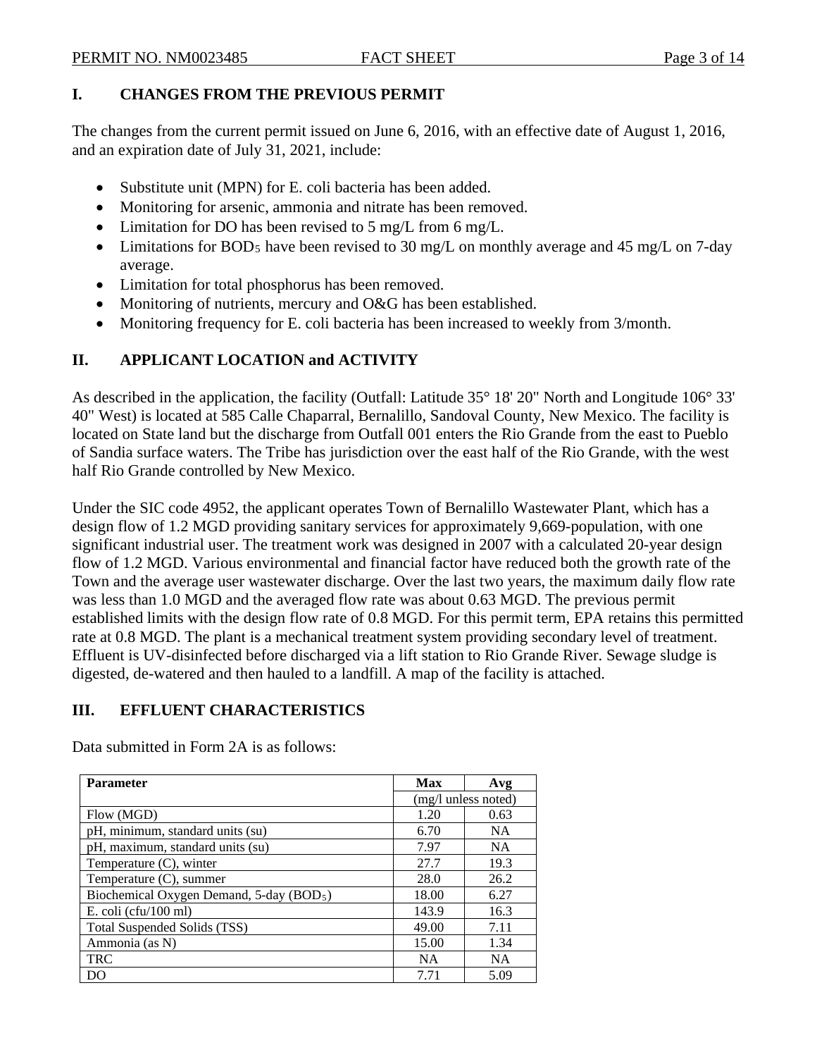## I. CHANGES FROM THE PREVIOUS PERMIT

The changes from the current permit issued on June 6, 2016, with an effective date of August 1, 2016, and an expiration date of July 31, 2021, include:

- Substitute unit (MPN) for E. coli bacteria has been added.
- Monitoring for arsenic, ammonia and nitrate has been removed.
- Limitation for DO has been revised to 5 mg/L from 6 mg/L.
- Limitations for $BOD_5$ have been revised to 30 mg/L on monthly average and 45 mg/L on 7-day average.
- Limitation for total phosphorus has been removed.
- Monitoring of nutrients, mercury and O&G has been established.
- Monitoring frequency for E. coli bacteria has been increased to weekly from 3/month.

## II. APPLICANT LOCATION and ACTIVITY

As described in the application, the facility (Outfall: Latitude 35° 18' 20" North and Longitude 106° 33' 40" West) is located at 585 Calle Chaparral, Bernalillo, Sandoval County, New Mexico. The facility is located on State land but the discharge from Outfall 001 enters the Rio Grande from the east to Pueblo of Sandia surface waters. The Tribe has jurisdiction over the east half of the Rio Grande, with the west half Rio Grande controlled by New Mexico.

Under the SIC code 4952, the applicant operates Town of Bernalillo Wastewater Plant, which has a design flow of 1.2 MGD providing sanitary services for approximately 9,669-population, with one significant industrial user. The treatment work was designed in 2007 with a calculated 20-year design flow of 1.2 MGD. Various environmental and financial factor have reduced both the growth rate of the Town and the average user wastewater discharge. Over the last two years, the maximum daily flow rate was less than 1.0 MGD and the averaged flow rate was about 0.63 MGD. The previous permit established limits with the design flow rate of 0.8 MGD. For this permit term, EPA retains this permitted rate at 0.8 MGD. The plant is a mechanical treatment system providing secondary level of treatment. Effluent is UV-disinfected before discharged via a lift station to Rio Grande River. Sewage sludge is digested, de-watered and then hauled to a landfill. A map of the facility is attached.

## III. EFFLUENT CHARACTERISTICS

Data submitted in Form 2A is as follows:

| Parameter | Max | Avg |
|---|---|---|
| | (mg/l unless noted) | |
| Flow (MGD) | 1.20 | 0.63 |
| pH, minimum, standard units (su) | 6.70 | NA |
| pH, maximum, standard units (su) | 7.97 | NA |
| Temperature (C), winter | 27.7 | 19.3 |
| Temperature (C), summer | 28.0 | 26.2 |
| Biochemical Oxygen Demand, 5-day ($BOD_5$) | 18.00 | 6.27 |
| E. coli (cfu/100 ml) | 143.9 | 16.3 |
| Total Suspended Solids (TSS) | 49.00 | 7.11 |
| Ammonia (as N) | 15.00 | 1.34 |
| TRC | NA | NA |
| DO | 7.71 | 5.09 |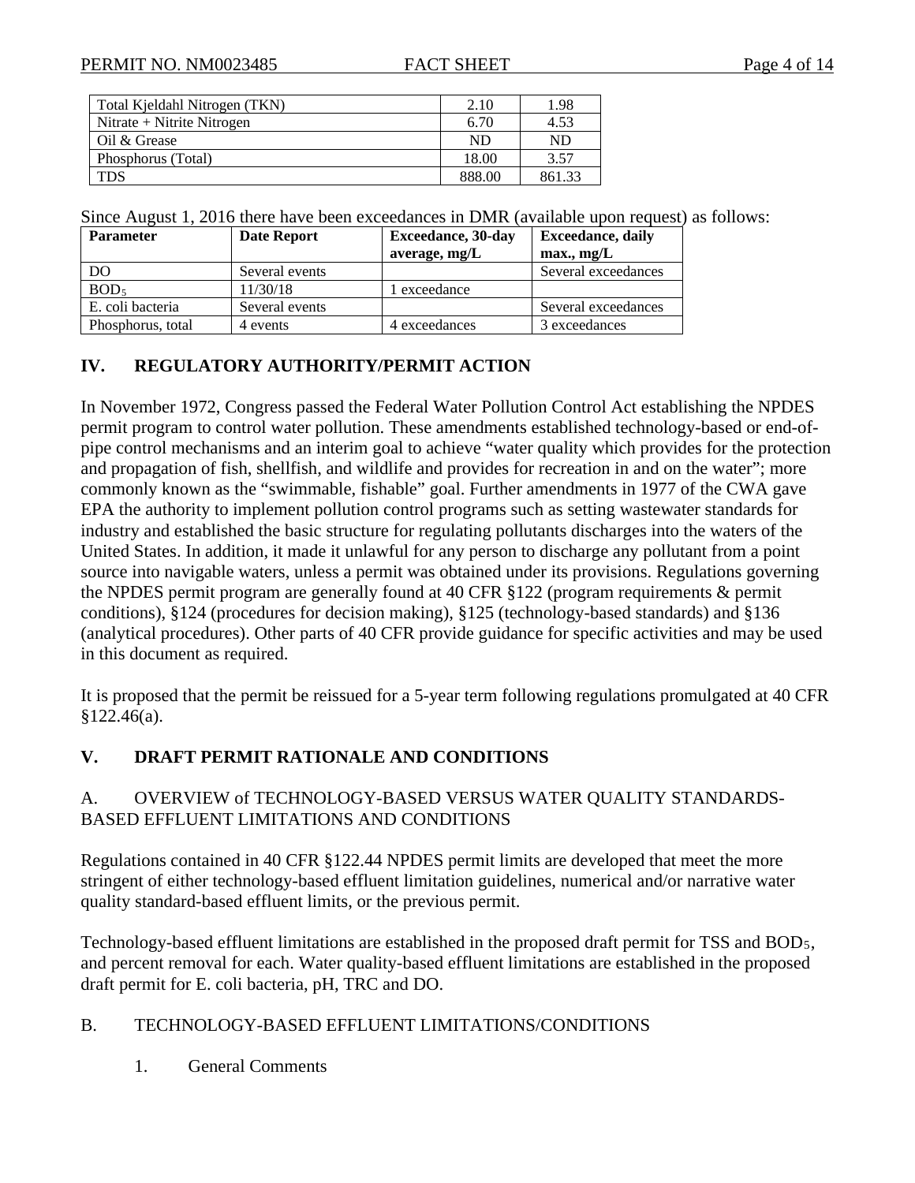| Total Kjeldahl Nitrogen (TKN) | 2.10 | 1.98 |
|---|---|---|
| Nitrate + Nitrite Nitrogen | 6.70 | 4.53 |
| Oil & Grease | ND | ND |
| Phosphorus (Total) | 18.00 | 3.57 |
| TDS | 888.00 | 861.33 |

Since August 1, 2016 there have been exceedances in DMR (available upon request) as follows:

| Parameter | Date Report | Exceedance, 30-day average, mg/L | Exceedance, daily max., mg/L |
|---|---|---|---|
| DO | Several events | | Several exceedances |
| $BOD_5$ | 11/30/18 | 1 exceedance | |
| E. coli bacteria | Several events | | Several exceedances |
| Phosphorus, total | 4 events | 4 exceedances | 3 exceedances |

## IV. REGULATORY AUTHORITY/PERMIT ACTION

In November 1972, Congress passed the Federal Water Pollution Control Act establishing the NPDES permit program to control water pollution. These amendments established technology-based or end-of-pipe control mechanisms and an interim goal to achieve "water quality which provides for the protection and propagation of fish, shellfish, and wildlife and provides for recreation in and on the water"; more commonly known as the "swimmable, fishable" goal. Further amendments in 1977 of the CWA gave EPA the authority to implement pollution control programs such as setting wastewater standards for industry and established the basic structure for regulating pollutants discharges into the waters of the United States. In addition, it made it unlawful for any person to discharge any pollutant from a point source into navigable waters, unless a permit was obtained under its provisions. Regulations governing the NPDES permit program are generally found at 40 CFR §122 (program requirements & permit conditions), §124 (procedures for decision making), §125 (technology-based standards) and §136 (analytical procedures). Other parts of 40 CFR provide guidance for specific activities and may be used in this document as required.

It is proposed that the permit be reissued for a 5-year term following regulations promulgated at 40 CFR §122.46(a).

## V. DRAFT PERMIT RATIONALE AND CONDITIONS

### A. OVERVIEW of TECHNOLOGY-BASED VERSUS WATER QUALITY STANDARDS-BASED EFFLUENT LIMITATIONS AND CONDITIONS

Regulations contained in 40 CFR §122.44 NPDES permit limits are developed that meet the more stringent of either technology-based effluent limitation guidelines, numerical and/or narrative water quality standard-based effluent limits, or the previous permit.

Technology-based effluent limitations are established in the proposed draft permit for TSS and $BOD_5$, and percent removal for each. Water quality-based effluent limitations are established in the proposed draft permit for E. coli bacteria, pH, TRC and DO.

### B. TECHNOLOGY-BASED EFFLUENT LIMITATIONS/CONDITIONS

1. General Comments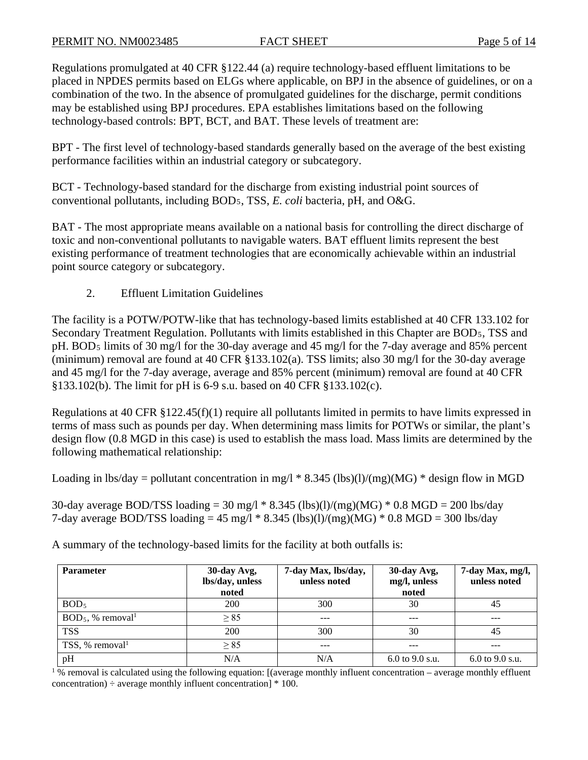Regulations promulgated at 40 CFR §122.44 (a) require technology-based effluent limitations to be placed in NPDES permits based on ELGs where applicable, on BPJ in the absence of guidelines, or on a combination of the two. In the absence of promulgated guidelines for the discharge, permit conditions may be established using BPJ procedures. EPA establishes limitations based on the following technology-based controls: BPT, BCT, and BAT. These levels of treatment are:

BPT - The first level of technology-based standards generally based on the average of the best existing performance facilities within an industrial category or subcategory.

BCT - Technology-based standard for the discharge from existing industrial point sources of conventional pollutants, including $BOD_5$, TSS, *E. coli* bacteria, pH, and O&G.

BAT - The most appropriate means available on a national basis for controlling the direct discharge of toxic and non-conventional pollutants to navigable waters. BAT effluent limits represent the best existing performance of treatment technologies that are economically achievable within an industrial point source category or subcategory.

2. Effluent Limitation Guidelines

The facility is a POTW/POTW-like that has technology-based limits established at 40 CFR 133.102 for Secondary Treatment Regulation. Pollutants with limits established in this Chapter are $BOD_5$, TSS and pH. $BOD_5$ limits of 30 mg/l for the 30-day average and 45 mg/l for the 7-day average and 85% percent (minimum) removal are found at 40 CFR §133.102(a). TSS limits; also 30 mg/l for the 30-day average and 45 mg/l for the 7-day average, average and 85% percent (minimum) removal are found at 40 CFR §133.102(b). The limit for pH is 6-9 s.u. based on 40 CFR §133.102(c).

Regulations at 40 CFR §122.45(f)(1) require all pollutants limited in permits to have limits expressed in terms of mass such as pounds per day. When determining mass limits for POTWs or similar, the plant's design flow (0.8 MGD in this case) is used to establish the mass load. Mass limits are determined by the following mathematical relationship:

Loading in lbs/day = pollutant concentration in mg/l * 8.345 (lbs)(l)/(mg)(MG) * design flow in MGD

30-day average BOD/TSS loading = 30 mg/l * 8.345 (lbs)(l)/(mg)(MG) * 0.8 MGD = 200 lbs/day
7-day average BOD/TSS loading = 45 mg/l * 8.345 (lbs)(l)/(mg)(MG) * 0.8 MGD = 300 lbs/day

A summary of the technology-based limits for the facility at both outfalls is:

| Parameter | 30-day Avg, lbs/day, unless noted | 7-day Max, lbs/day, unless noted | 30-day Avg, mg/l, unless noted | 7-day Max, mg/l, unless noted |
|---|---|---|---|---|
| $BOD_5$ | 200 | 300 | 30 | 45 |
| $BOD_5$, % removal[1] | ≥ 85 | --- | --- | --- |
| TSS | 200 | 300 | 30 | 45 |
| TSS, % removal[1] | ≥ 85 | --- | --- | --- |
| pH | N/A | N/A | 6.0 to 9.0 s.u. | 6.0 to 9.0 s.u. |

[1] % removal is calculated using the following equation: [(average monthly influent concentration – average monthly effluent concentration) ÷ average monthly influent concentration] * 100.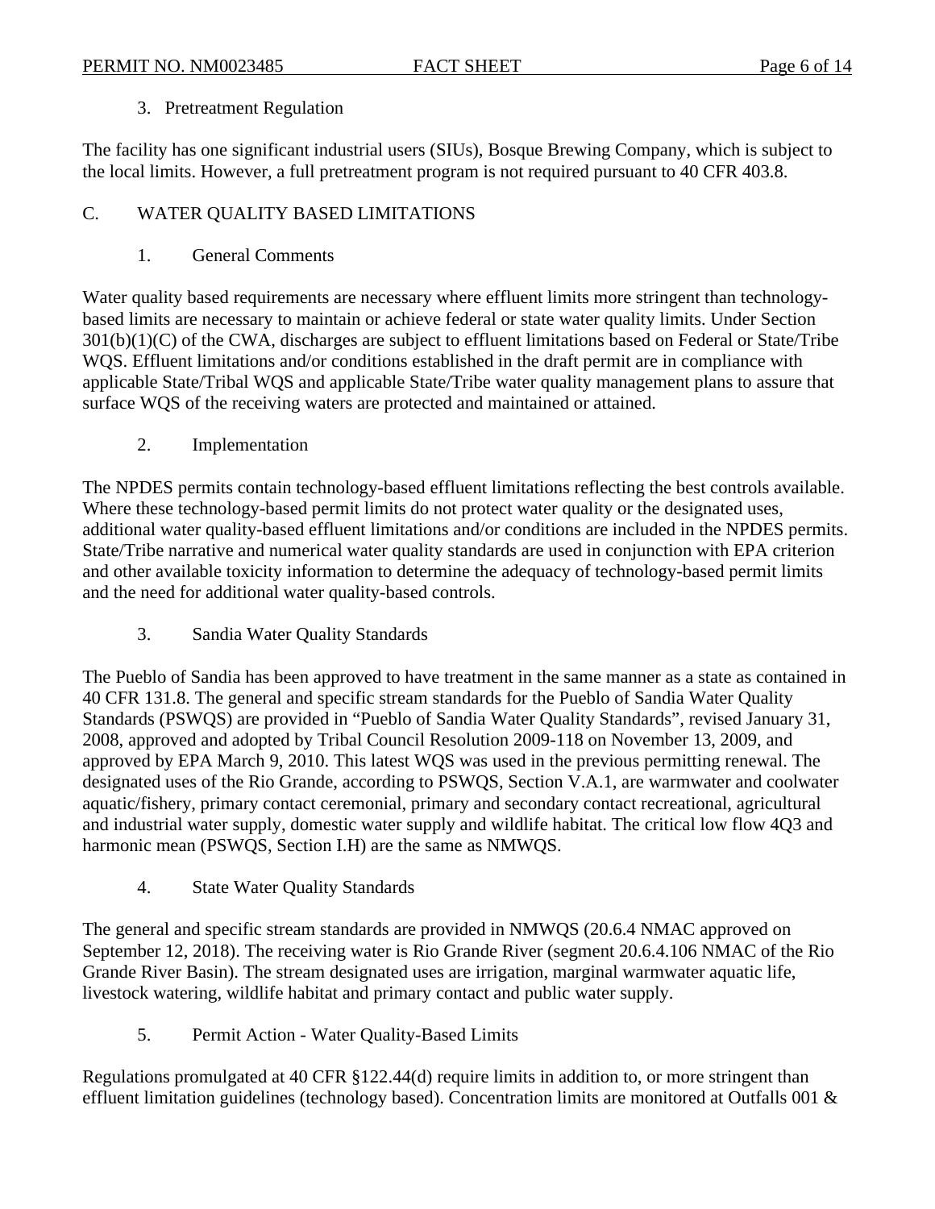3. Pretreatment Regulation

The facility has one significant industrial users (SIUs), Bosque Brewing Company, which is subject to the local limits. However, a full pretreatment program is not required pursuant to 40 CFR 403.8.

## C. WATER QUALITY BASED LIMITATIONS

### 1. General Comments

Water quality based requirements are necessary where effluent limits more stringent than technology-based limits are necessary to maintain or achieve federal or state water quality limits. Under Section 301(b)(1)(C) of the CWA, discharges are subject to effluent limitations based on Federal or State/Tribe WQS. Effluent limitations and/or conditions established in the draft permit are in compliance with applicable State/Tribal WQS and applicable State/Tribe water quality management plans to assure that surface WQS of the receiving waters are protected and maintained or attained.

### 2. Implementation

The NPDES permits contain technology-based effluent limitations reflecting the best controls available. Where these technology-based permit limits do not protect water quality or the designated uses, additional water quality-based effluent limitations and/or conditions are included in the NPDES permits. State/Tribe narrative and numerical water quality standards are used in conjunction with EPA criterion and other available toxicity information to determine the adequacy of technology-based permit limits and the need for additional water quality-based controls.

### 3. Sandia Water Quality Standards

The Pueblo of Sandia has been approved to have treatment in the same manner as a state as contained in 40 CFR 131.8. The general and specific stream standards for the Pueblo of Sandia Water Quality Standards (PSWQS) are provided in "Pueblo of Sandia Water Quality Standards", revised January 31, 2008, approved and adopted by Tribal Council Resolution 2009-118 on November 13, 2009, and approved by EPA March 9, 2010. This latest WQS was used in the previous permitting renewal. The designated uses of the Rio Grande, according to PSWQS, Section V.A.1, are warmwater and coolwater aquatic/fishery, primary contact ceremonial, primary and secondary contact recreational, agricultural and industrial water supply, domestic water supply and wildlife habitat. The critical low flow 4Q3 and harmonic mean (PSWQS, Section I.H) are the same as NMWQS.

### 4. State Water Quality Standards

The general and specific stream standards are provided in NMWQS (20.6.4 NMAC approved on September 12, 2018). The receiving water is Rio Grande River (segment 20.6.4.106 NMAC of the Rio Grande River Basin). The stream designated uses are irrigation, marginal warmwater aquatic life, livestock watering, wildlife habitat and primary contact and public water supply.

### 5. Permit Action - Water Quality-Based Limits

Regulations promulgated at 40 CFR §122.44(d) require limits in addition to, or more stringent than effluent limitation guidelines (technology based). Concentration limits are monitored at Outfalls 001 &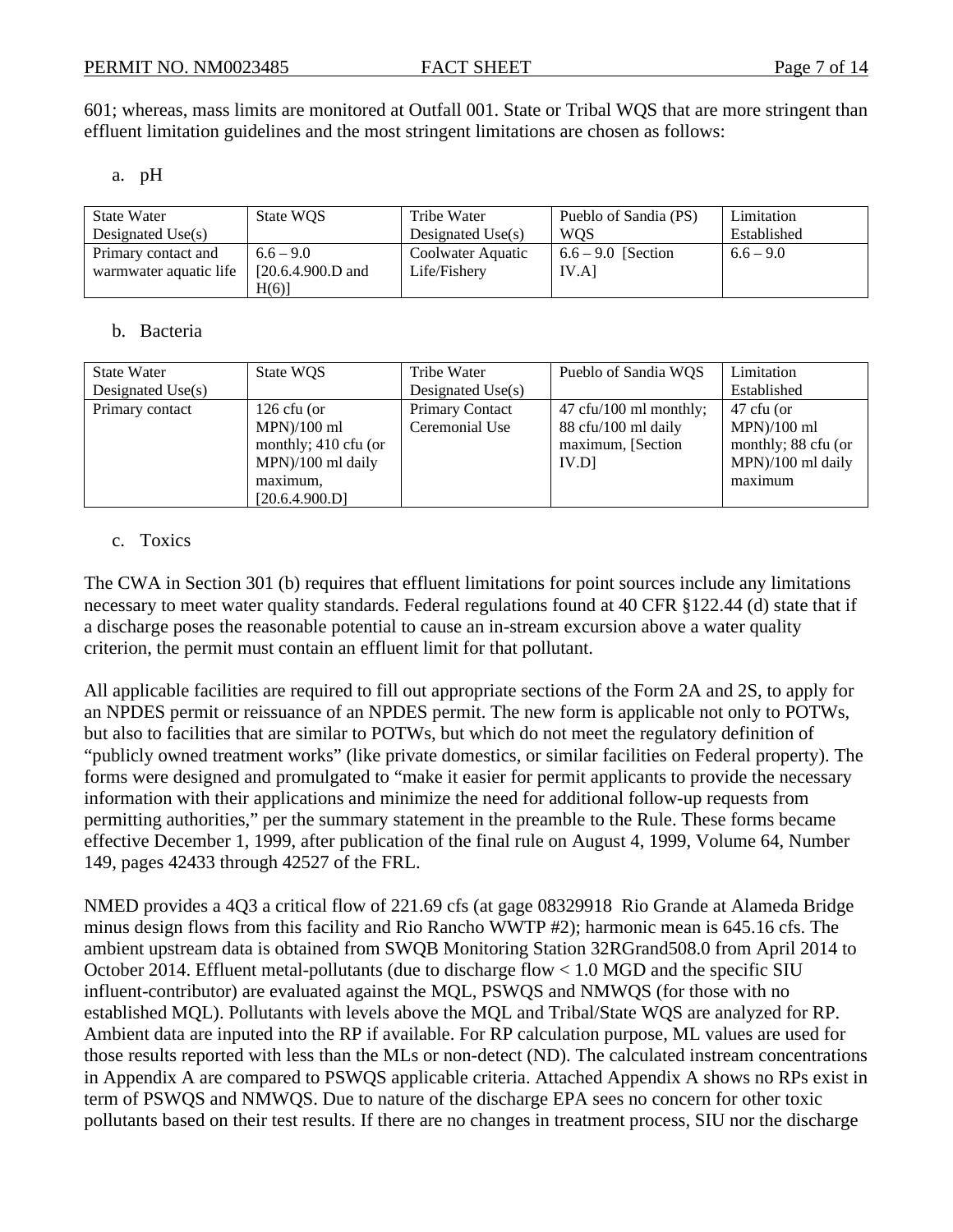601; whereas, mass limits are monitored at Outfall 001. State or Tribal WQS that are more stringent than effluent limitation guidelines and the most stringent limitations are chosen as follows:

a. pH

| State Water Designated Use(s) | State WQS | Tribe Water Designated Use(s) | Pueblo of Sandia (PS) WQS | Limitation Established |
|---|---|---|---|---|
| Primary contact and warmwater aquatic life | 6.6 – 9.0 [20.6.4.900.D and H(6)] | Coolwater Aquatic Life/Fishery | 6.6 – 9.0 [Section IV.A] | 6.6 – 9.0 |

b. Bacteria

| State Water Designated Use(s) | State WQS | Tribe Water Designated Use(s) | Pueblo of Sandia WQS | Limitation Established |
|---|---|---|---|---|
| Primary contact | 126 cfu (or MPN)/100 ml monthly; 410 cfu (or MPN)/100 ml daily maximum, [20.6.4.900.D] | Primary Contact Ceremonial Use | 47 cfu/100 ml monthly; 88 cfu/100 ml daily maximum, [Section IV.D] | 47 cfu (or MPN)/100 ml monthly; 88 cfu (or MPN)/100 ml daily maximum |

c. Toxics

The CWA in Section 301 (b) requires that effluent limitations for point sources include any limitations necessary to meet water quality standards. Federal regulations found at 40 CFR §122.44 (d) state that if a discharge poses the reasonable potential to cause an in-stream excursion above a water quality criterion, the permit must contain an effluent limit for that pollutant.

All applicable facilities are required to fill out appropriate sections of the Form 2A and 2S, to apply for an NPDES permit or reissuance of an NPDES permit. The new form is applicable not only to POTWs, but also to facilities that are similar to POTWs, but which do not meet the regulatory definition of "publicly owned treatment works" (like private domestics, or similar facilities on Federal property). The forms were designed and promulgated to "make it easier for permit applicants to provide the necessary information with their applications and minimize the need for additional follow-up requests from permitting authorities," per the summary statement in the preamble to the Rule. These forms became effective December 1, 1999, after publication of the final rule on August 4, 1999, Volume 64, Number 149, pages 42433 through 42527 of the FRL.

NMED provides a 4Q3 a critical flow of 221.69 cfs (at gage 08329918 Rio Grande at Alameda Bridge minus design flows from this facility and Rio Rancho WWTP #2); harmonic mean is 645.16 cfs. The ambient upstream data is obtained from SWQB Monitoring Station 32RGrand508.0 from April 2014 to October 2014. Effluent metal-pollutants (due to discharge flow < 1.0 MGD and the specific SIU influent-contributor) are evaluated against the MQL, PSWQS and NMWQS (for those with no established MQL). Pollutants with levels above the MQL and Tribal/State WQS are analyzed for RP. Ambient data are inputed into the RP if available. For RP calculation purpose, ML values are used for those results reported with less than the MLs or non-detect (ND). The calculated instream concentrations in Appendix A are compared to PSWQS applicable criteria. Attached Appendix A shows no RPs exist in term of PSWQS and NMWQS. Due to nature of the discharge EPA sees no concern for other toxic pollutants based on their test results. If there are no changes in treatment process, SIU nor the discharge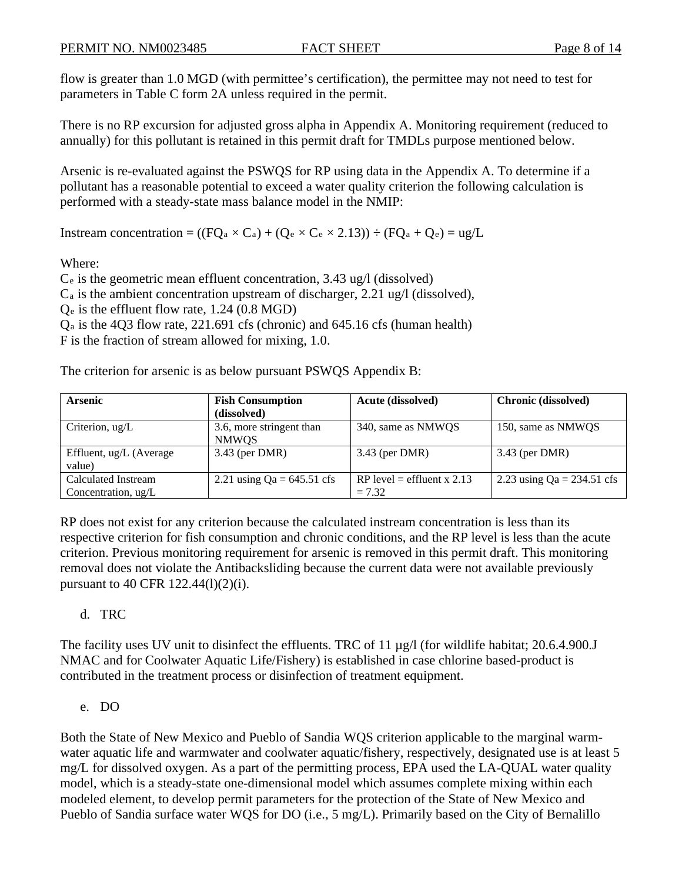flow is greater than 1.0 MGD (with permittee's certification), the permittee may not need to test for parameters in Table C form 2A unless required in the permit.

There is no RP excursion for adjusted gross alpha in Appendix A. Monitoring requirement (reduced to annually) for this pollutant is retained in this permit draft for TMDLs purpose mentioned below.

Arsenic is re-evaluated against the PSWQS for RP using data in the Appendix A. To determine if a pollutant has a reasonable potential to exceed a water quality criterion the following calculation is performed with a steady-state mass balance model in the NMIP:

Instream concentration = $((FQ_a \times C_a) + (Q_e \times C_e \times 2.13)) \div (FQ_a + Q_e)$ = ug/L

Where:
$C_e$ is the geometric mean effluent concentration, 3.43 ug/l (dissolved)
$C_a$ is the ambient concentration upstream of discharger, 2.21 ug/l (dissolved),
$Q_e$ is the effluent flow rate, 1.24 (0.8 MGD)
$Q_a$ is the 4Q3 flow rate, 221.691 cfs (chronic) and 645.16 cfs (human health)
F is the fraction of stream allowed for mixing, 1.0.

The criterion for arsenic is as below pursuant PSWQS Appendix B:

| Arsenic | Fish Consumption (dissolved) | Acute (dissolved) | Chronic (dissolved) |
|---|---|---|---|
| Criterion, ug/L | 3.6, more stringent than NMWQS | 340, same as NMWQS | 150, same as NMWQS |
| Effluent, ug/L (Average value) | 3.43 (per DMR) | 3.43 (per DMR) | 3.43 (per DMR) |
| Calculated Instream Concentration, ug/L | 2.21 using Qa = 645.51 cfs | RP level = effluent x 2.13 = 7.32 | 2.23 using Qa = 234.51 cfs |

RP does not exist for any criterion because the calculated instream concentration is less than its respective criterion for fish consumption and chronic conditions, and the RP level is less than the acute criterion. Previous monitoring requirement for arsenic is removed in this permit draft. This monitoring removal does not violate the Antibacksliding because the current data were not available previously pursuant to 40 CFR 122.44(l)(2)(i).

d. TRC

The facility uses UV unit to disinfect the effluents. TRC of 11 µg/l (for wildlife habitat; 20.6.4.900.J NMAC and for Coolwater Aquatic Life/Fishery) is established in case chlorine based-product is contributed in the treatment process or disinfection of treatment equipment.

e. DO

Both the State of New Mexico and Pueblo of Sandia WQS criterion applicable to the marginal warm-water aquatic life and warmwater and coolwater aquatic/fishery, respectively, designated use is at least 5 mg/L for dissolved oxygen. As a part of the permitting process, EPA used the LA-QUAL water quality model, which is a steady-state one-dimensional model which assumes complete mixing within each modeled element, to develop permit parameters for the protection of the State of New Mexico and Pueblo of Sandia surface water WQS for DO (i.e., 5 mg/L). Primarily based on the City of Bernalillo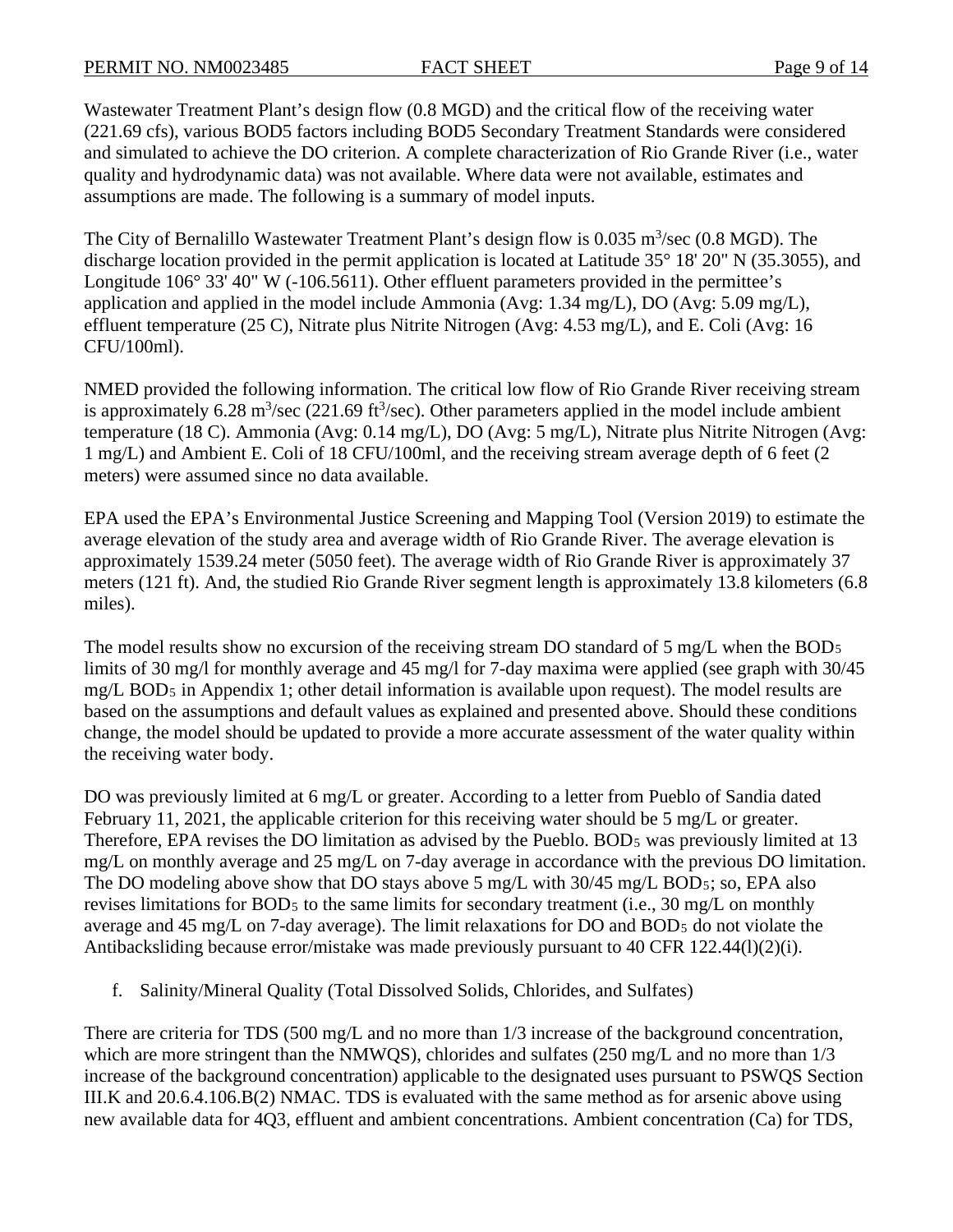Wastewater Treatment Plant's design flow (0.8 MGD) and the critical flow of the receiving water (221.69 cfs), various BOD5 factors including BOD5 Secondary Treatment Standards were considered and simulated to achieve the DO criterion. A complete characterization of Rio Grande River (i.e., water quality and hydrodynamic data) was not available. Where data were not available, estimates and assumptions are made. The following is a summary of model inputs.

The City of Bernalillo Wastewater Treatment Plant's design flow is 0.035 $m^3$/sec (0.8 MGD). The discharge location provided in the permit application is located at Latitude 35° 18' 20" N (35.3055), and Longitude 106° 33' 40" W (-106.5611). Other effluent parameters provided in the permittee's application and applied in the model include Ammonia (Avg: 1.34 mg/L), DO (Avg: 5.09 mg/L), effluent temperature (25 C), Nitrate plus Nitrite Nitrogen (Avg: 4.53 mg/L), and E. Coli (Avg: 16 CFU/100ml).

NMED provided the following information. The critical low flow of Rio Grande River receiving stream is approximately 6.28 $m^3$/sec (221.69 $ft^3$/sec). Other parameters applied in the model include ambient temperature (18 C). Ammonia (Avg: 0.14 mg/L), DO (Avg: 5 mg/L), Nitrate plus Nitrite Nitrogen (Avg: 1 mg/L) and Ambient E. Coli of 18 CFU/100ml, and the receiving stream average depth of 6 feet (2 meters) were assumed since no data available.

EPA used the EPA's Environmental Justice Screening and Mapping Tool (Version 2019) to estimate the average elevation of the study area and average width of Rio Grande River. The average elevation is approximately 1539.24 meter (5050 feet). The average width of Rio Grande River is approximately 37 meters (121 ft). And, the studied Rio Grande River segment length is approximately 13.8 kilometers (6.8 miles).

The model results show no excursion of the receiving stream DO standard of 5 mg/L when the $BOD_5$ limits of 30 mg/l for monthly average and 45 mg/l for 7-day maxima were applied (see graph with 30/45 mg/L $BOD_5$ in Appendix 1; other detail information is available upon request). The model results are based on the assumptions and default values as explained and presented above. Should these conditions change, the model should be updated to provide a more accurate assessment of the water quality within the receiving water body.

DO was previously limited at 6 mg/L or greater. According to a letter from Pueblo of Sandia dated February 11, 2021, the applicable criterion for this receiving water should be 5 mg/L or greater. Therefore, EPA revises the DO limitation as advised by the Pueblo. $BOD_5$ was previously limited at 13 mg/L on monthly average and 25 mg/L on 7-day average in accordance with the previous DO limitation. The DO modeling above show that DO stays above 5 mg/L with 30/45 mg/L $BOD_5$; so, EPA also revises limitations for $BOD_5$ to the same limits for secondary treatment (i.e., 30 mg/L on monthly average and 45 mg/L on 7-day average). The limit relaxations for DO and $BOD_5$ do not violate the Antibacksliding because error/mistake was made previously pursuant to 40 CFR 122.44(l)(2)(i).

f. Salinity/Mineral Quality (Total Dissolved Solids, Chlorides, and Sulfates)

There are criteria for TDS (500 mg/L and no more than 1/3 increase of the background concentration, which are more stringent than the NMWQS), chlorides and sulfates (250 mg/L and no more than 1/3 increase of the background concentration) applicable to the designated uses pursuant to PSWQS Section III.K and 20.6.4.106.B(2) NMAC. TDS is evaluated with the same method as for arsenic above using new available data for 4Q3, effluent and ambient concentrations. Ambient concentration (Ca) for TDS,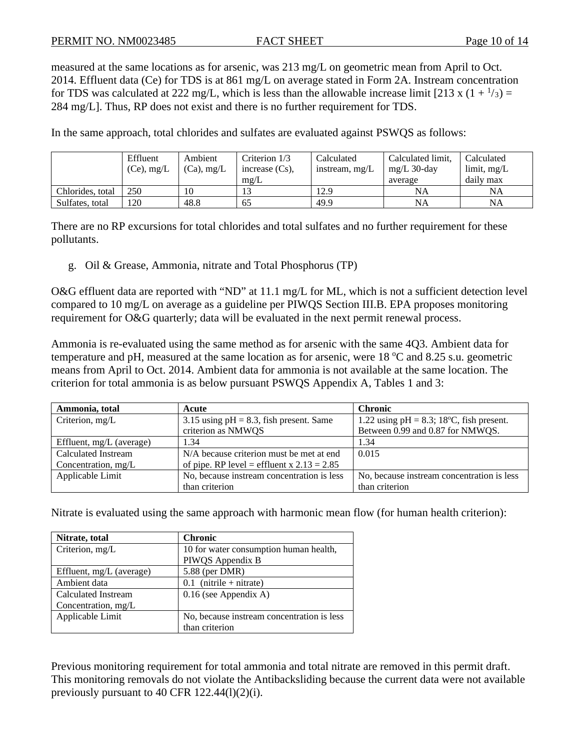measured at the same locations as for arsenic, was 213 mg/L on geometric mean from April to Oct. 2014. Effluent data (Ce) for TDS is at 861 mg/L on average stated in Form 2A. Instream concentration for TDS was calculated at 222 mg/L, which is less than the allowable increase limit [213 x (1 + $^1/_3$) = 284 mg/L]. Thus, RP does not exist and there is no further requirement for TDS.

In the same approach, total chlorides and sulfates are evaluated against PSWQS as follows:

| | Effluent (Ce), mg/L | Ambient (Ca), mg/L | Criterion 1/3 increase (Cs), mg/L | Calculated instream, mg/L | Calculated limit, mg/L 30-day average | Calculated limit, mg/L daily max |
|---|---|---|---|---|---|---|
| Chlorides, total | 250 | 10 | 13 | 12.9 | NA | NA |
| Sulfates, total | 120 | 48.8 | 65 | 49.9 | NA | NA |

There are no RP excursions for total chlorides and total sulfates and no further requirement for these pollutants.

g. Oil & Grease, Ammonia, nitrate and Total Phosphorus (TP)

O&G effluent data are reported with "ND" at 11.1 mg/L for ML, which is not a sufficient detection level compared to 10 mg/L on average as a guideline per PIWQS Section III.B. EPA proposes monitoring requirement for O&G quarterly; data will be evaluated in the next permit renewal process.

Ammonia is re-evaluated using the same method as for arsenic with the same 4Q3. Ambient data for temperature and pH, measured at the same location as for arsenic, were 18 °C and 8.25 s.u. geometric means from April to Oct. 2014. Ambient data for ammonia is not available at the same location. The criterion for total ammonia is as below pursuant PSWQS Appendix A, Tables 1 and 3:

| **Ammonia, total** | **Acute** | **Chronic** |
|---|---|---|
| Criterion, mg/L | 3.15 using pH = 8.3, fish present. Same criterion as NMWQS | 1.22 using pH = 8.3; 18°C, fish present. Between 0.99 and 0.87 for NMWQS. |
| Effluent, mg/L (average) | 1.34 | 1.34 |
| Calculated Instream Concentration, mg/L | N/A because criterion must be met at end of pipe. RP level = effluent x 2.13 = 2.85 | 0.015 |
| Applicable Limit | No, because instream concentration is less than criterion | No, because instream concentration is less than criterion |

Nitrate is evaluated using the same approach with harmonic mean flow (for human health criterion):

| **Nitrate, total** | **Chronic** |
|---|---|
| Criterion, mg/L | 10 for water consumption human health, PIWQS Appendix B |
| Effluent, mg/L (average) | 5.88 (per DMR) |
| Ambient data | 0.1 (nitrile + nitrate) |
| Calculated Instream Concentration, mg/L | 0.16 (see Appendix A) |
| Applicable Limit | No, because instream concentration is less than criterion |

Previous monitoring requirement for total ammonia and total nitrate are removed in this permit draft. This monitoring removals do not violate the Antibacksliding because the current data were not available previously pursuant to 40 CFR 122.44(l)(2)(i).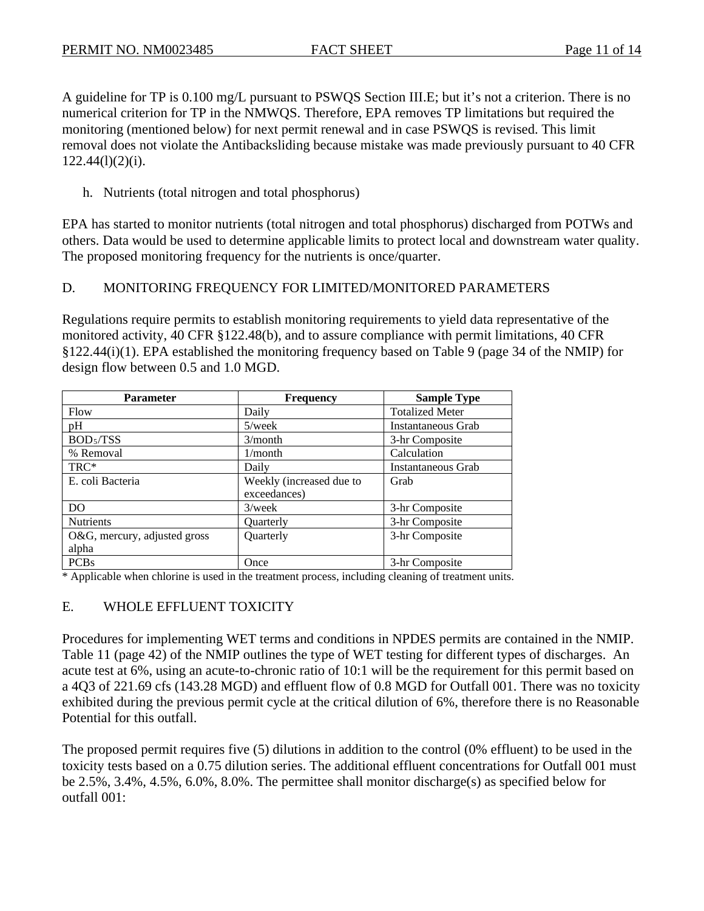A guideline for TP is 0.100 mg/L pursuant to PSWQS Section III.E; but it's not a criterion. There is no numerical criterion for TP in the NMWQS. Therefore, EPA removes TP limitations but required the monitoring (mentioned below) for next permit renewal and in case PSWQS is revised. This limit removal does not violate the Antibacksliding because mistake was made previously pursuant to 40 CFR 122.44(l)(2)(i).

h. Nutrients (total nitrogen and total phosphorus)

EPA has started to monitor nutrients (total nitrogen and total phosphorus) discharged from POTWs and others. Data would be used to determine applicable limits to protect local and downstream water quality. The proposed monitoring frequency for the nutrients is once/quarter.

## D. MONITORING FREQUENCY FOR LIMITED/MONITORED PARAMETERS

Regulations require permits to establish monitoring requirements to yield data representative of the monitored activity, 40 CFR §122.48(b), and to assure compliance with permit limitations, 40 CFR §122.44(i)(1). EPA established the monitoring frequency based on Table 9 (page 34 of the NMIP) for design flow between 0.5 and 1.0 MGD.

| Parameter | Frequency | Sample Type |
|---|---|---|
| Flow | Daily | Totalized Meter |
| pH | 5/week | Instantaneous Grab |
| $BOD_5$/TSS | 3/month | 3-hr Composite |
| % Removal | 1/month | Calculation |
| TRC* | Daily | Instantaneous Grab |
| E. coli Bacteria | Weekly (increased due to exceedances) | Grab |
| DO | 3/week | 3-hr Composite |
| Nutrients | Quarterly | 3-hr Composite |
| O&G, mercury, adjusted gross alpha | Quarterly | 3-hr Composite |
| PCBs | Once | 3-hr Composite |

* Applicable when chlorine is used in the treatment process, including cleaning of treatment units.

## E. WHOLE EFFLUENT TOXICITY

Procedures for implementing WET terms and conditions in NPDES permits are contained in the NMIP. Table 11 (page 42) of the NMIP outlines the type of WET testing for different types of discharges. An acute test at 6%, using an acute-to-chronic ratio of 10:1 will be the requirement for this permit based on a 4Q3 of 221.69 cfs (143.28 MGD) and effluent flow of 0.8 MGD for Outfall 001. There was no toxicity exhibited during the previous permit cycle at the critical dilution of 6%, therefore there is no Reasonable Potential for this outfall.

The proposed permit requires five (5) dilutions in addition to the control (0% effluent) to be used in the toxicity tests based on a 0.75 dilution series. The additional effluent concentrations for Outfall 001 must be 2.5%, 3.4%, 4.5%, 6.0%, 8.0%. The permittee shall monitor discharge(s) as specified below for outfall 001: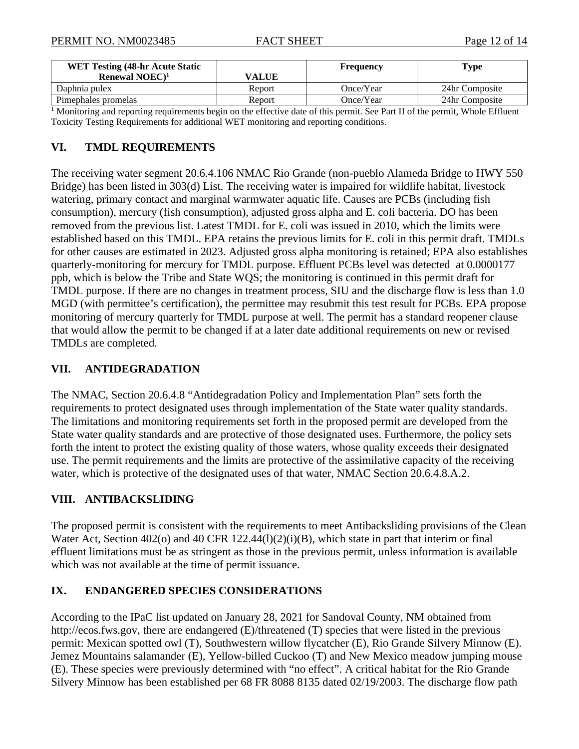| WET Testing (48-hr Acute Static Renewal NOEC)[1] | VALUE | Frequency | Type |
|---|---|---|---|
| Daphnia pulex | Report | Once/Year | 24hr Composite |
| Pimephales promelas | Report | Once/Year | 24hr Composite |

[1] Monitoring and reporting requirements begin on the effective date of this permit. See Part II of the permit, Whole Effluent Toxicity Testing Requirements for additional WET monitoring and reporting conditions.

## VI. TMDL REQUIREMENTS

The receiving water segment 20.6.4.106 NMAC Rio Grande (non-pueblo Alameda Bridge to HWY 550 Bridge) has been listed in 303(d) List. The receiving water is impaired for wildlife habitat, livestock watering, primary contact and marginal warmwater aquatic life. Causes are PCBs (including fish consumption), mercury (fish consumption), adjusted gross alpha and E. coli bacteria. DO has been removed from the previous list. Latest TMDL for E. coli was issued in 2010, which the limits were established based on this TMDL. EPA retains the previous limits for E. coli in this permit draft. TMDLs for other causes are estimated in 2023. Adjusted gross alpha monitoring is retained; EPA also establishes quarterly-monitoring for mercury for TMDL purpose. Effluent PCBs level was detected at 0.0000177 ppb, which is below the Tribe and State WQS; the monitoring is continued in this permit draft for TMDL purpose. If there are no changes in treatment process, SIU and the discharge flow is less than 1.0 MGD (with permittee's certification), the permittee may resubmit this test result for PCBs. EPA propose monitoring of mercury quarterly for TMDL purpose at well. The permit has a standard reopener clause that would allow the permit to be changed if at a later date additional requirements on new or revised TMDLs are completed.

## VII. ANTIDEGRADATION

The NMAC, Section 20.6.4.8 "Antidegradation Policy and Implementation Plan" sets forth the requirements to protect designated uses through implementation of the State water quality standards. The limitations and monitoring requirements set forth in the proposed permit are developed from the State water quality standards and are protective of those designated uses. Furthermore, the policy sets forth the intent to protect the existing quality of those waters, whose quality exceeds their designated use. The permit requirements and the limits are protective of the assimilative capacity of the receiving water, which is protective of the designated uses of that water, NMAC Section 20.6.4.8.A.2.

## VIII. ANTIBACKSLIDING

The proposed permit is consistent with the requirements to meet Antibacksliding provisions of the Clean Water Act, Section 402(o) and 40 CFR 122.44(l)(2)(i)(B), which state in part that interim or final effluent limitations must be as stringent as those in the previous permit, unless information is available which was not available at the time of permit issuance.

## IX. ENDANGERED SPECIES CONSIDERATIONS

According to the IPaC list updated on January 28, 2021 for Sandoval County, NM obtained from http://ecos.fws.gov, there are endangered (E)/threatened (T) species that were listed in the previous permit: Mexican spotted owl (T), Southwestern willow flycatcher (E), Rio Grande Silvery Minnow (E). Jemez Mountains salamander (E), Yellow-billed Cuckoo (T) and New Mexico meadow jumping mouse (E). These species were previously determined with "no effect". A critical habitat for the Rio Grande Silvery Minnow has been established per 68 FR 8088 8135 dated 02/19/2003. The discharge flow path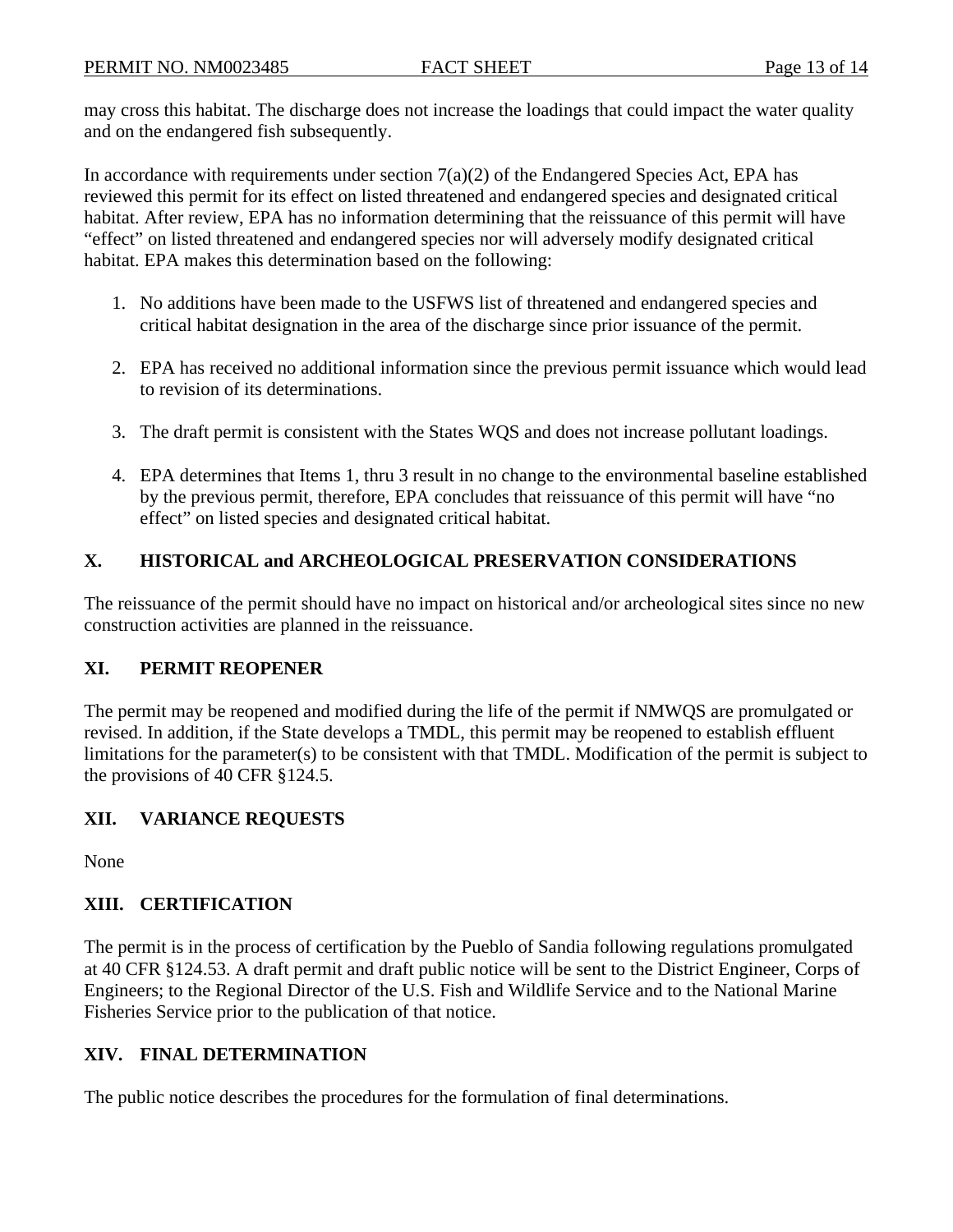may cross this habitat. The discharge does not increase the loadings that could impact the water quality and on the endangered fish subsequently.

In accordance with requirements under section 7(a)(2) of the Endangered Species Act, EPA has reviewed this permit for its effect on listed threatened and endangered species and designated critical habitat. After review, EPA has no information determining that the reissuance of this permit will have "effect" on listed threatened and endangered species nor will adversely modify designated critical habitat. EPA makes this determination based on the following:

1. No additions have been made to the USFWS list of threatened and endangered species and critical habitat designation in the area of the discharge since prior issuance of the permit.

2. EPA has received no additional information since the previous permit issuance which would lead to revision of its determinations.

3. The draft permit is consistent with the States WQS and does not increase pollutant loadings.

4. EPA determines that Items 1, thru 3 result in no change to the environmental baseline established by the previous permit, therefore, EPA concludes that reissuance of this permit will have "no effect" on listed species and designated critical habitat.

## X. HISTORICAL and ARCHEOLOGICAL PRESERVATION CONSIDERATIONS

The reissuance of the permit should have no impact on historical and/or archeological sites since no new construction activities are planned in the reissuance.

## XI. PERMIT REOPENER

The permit may be reopened and modified during the life of the permit if NMWQS are promulgated or revised. In addition, if the State develops a TMDL, this permit may be reopened to establish effluent limitations for the parameter(s) to be consistent with that TMDL. Modification of the permit is subject to the provisions of 40 CFR §124.5.

## XII. VARIANCE REQUESTS

None

## XIII. CERTIFICATION

The permit is in the process of certification by the Pueblo of Sandia following regulations promulgated at 40 CFR §124.53. A draft permit and draft public notice will be sent to the District Engineer, Corps of Engineers; to the Regional Director of the U.S. Fish and Wildlife Service and to the National Marine Fisheries Service prior to the publication of that notice.

## XIV. FINAL DETERMINATION

The public notice describes the procedures for the formulation of final determinations.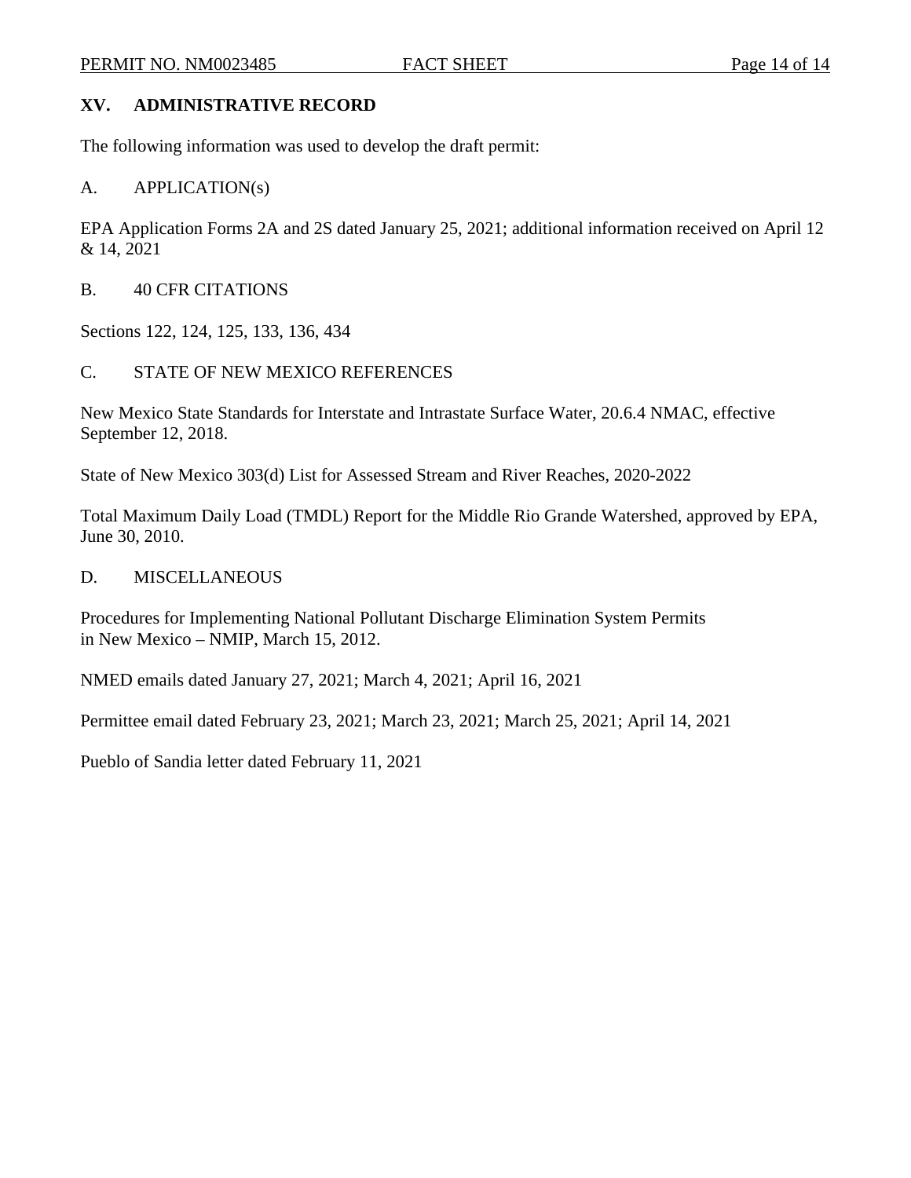## XV. ADMINISTRATIVE RECORD

The following information was used to develop the draft permit:

### A. APPLICATION(s)

EPA Application Forms 2A and 2S dated January 25, 2021; additional information received on April 12 & 14, 2021

### B. 40 CFR CITATIONS

Sections 122, 124, 125, 133, 136, 434

### C. STATE OF NEW MEXICO REFERENCES

New Mexico State Standards for Interstate and Intrastate Surface Water, 20.6.4 NMAC, effective September 12, 2018.

State of New Mexico 303(d) List for Assessed Stream and River Reaches, 2020-2022

Total Maximum Daily Load (TMDL) Report for the Middle Rio Grande Watershed, approved by EPA, June 30, 2010.

### D. MISCELLANEOUS

Procedures for Implementing National Pollutant Discharge Elimination System Permits in New Mexico – NMIP, March 15, 2012.

NMED emails dated January 27, 2021; March 4, 2021; April 16, 2021

Permittee email dated February 23, 2021; March 23, 2021; March 25, 2021; April 14, 2021

Pueblo of Sandia letter dated February 11, 2021